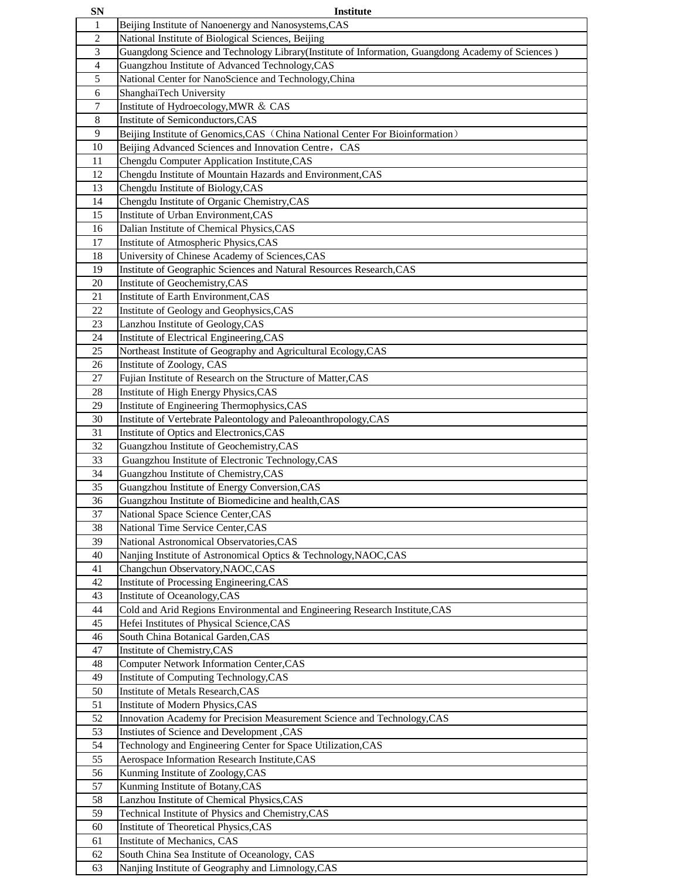| SN | Institute |
|---|---|
| 1 | Beijing Institute of Nanoenergy and Nanosystems,CAS |
| 2 | National Institute of Biological Sciences, Beijing |
| 3 | Guangdong Science and Technology Library(Institute of Information, Guangdong Academy of Sciences ) |
| 4 | Guangzhou Institute of Advanced Technology,CAS |
| 5 | National Center for NanoScience and Technology,China |
| 6 | ShanghaiTech University |
| 7 | Institute of Hydroecology,MWR ＆ CAS |
| 8 | Institute of Semiconductors,CAS |
| 9 | Beijing Institute of Genomics,CAS（China National Center For Bioinformation） |
| 10 | Beijing Advanced Sciences and Innovation Centre，CAS |
| 11 | Chengdu Computer Application Institute,CAS |
| 12 | Chengdu Institute of Mountain Hazards and Environment,CAS |
| 13 | Chengdu Institute of Biology,CAS |
| 14 | Chengdu Institute of Organic Chemistry,CAS |
| 15 | Institute of Urban Environment,CAS |
| 16 | Dalian Institute of Chemical Physics,CAS |
| 17 | Institute of Atmospheric Physics,CAS |
| 18 | University of Chinese Academy of Sciences,CAS |
| 19 | Institute of Geographic Sciences and Natural Resources Research,CAS |
| 20 | Institute of Geochemistry,CAS |
| 21 | Institute of Earth Environment,CAS |
| 22 | Institute of Geology and Geophysics,CAS |
| 23 | Lanzhou Institute of Geology,CAS |
| 24 | Institute of Electrical Engineering,CAS |
| 25 | Northeast Institute of Geography and Agricultural Ecology,CAS |
| 26 | Institute of Zoology, CAS |
| 27 | Fujian Institute of Research on the Structure of Matter,CAS |
| 28 | Institute of High Energy Physics,CAS |
| 29 | Institute of Engineering Thermophysics,CAS |
| 30 | Institute of Vertebrate Paleontology and Paleoanthropology,CAS |
| 31 | Institute of Optics and Electronics,CAS |
| 32 | Guangzhou Institute of Geochemistry,CAS |
| 33 | Guangzhou Institute of Electronic Technology,CAS |
| 34 | Guangzhou Institute of Chemistry,CAS |
| 35 | Guangzhou Institute of Energy Conversion,CAS |
| 36 | Guangzhou Institute of Biomedicine and health,CAS |
| 37 | National Space Science Center,CAS |
| 38 | National Time Service Center,CAS |
| 39 | National Astronomical Observatories,CAS |
| 40 | Nanjing Institute of Astronomical Optics & Technology,NAOC,CAS |
| 41 | Changchun Observatory,NAOC,CAS |
| 42 | Institute of Processing Engineering,CAS |
| 43 | Institute of Oceanology,CAS |
| 44 | Cold and Arid Regions Environmental and Engineering Research Institute,CAS |
| 45 | Hefei Institutes of Physical Science,CAS |
| 46 | South China Botanical Garden,CAS |
| 47 | Institute of Chemistry,CAS |
| 48 | Computer Network Information Center,CAS |
| 49 | Institute of Computing Technology,CAS |
| 50 | Institute of Metals Research,CAS |
| 51 | Institute of Modern Physics,CAS |
| 52 | Innovation Academy for Precision Measurement Science and Technology,CAS |
| 53 | Instiutes of Science and Development ,CAS |
| 54 | Technology and Engineering Center for Space Utilization,CAS |
| 55 | Aerospace Information Research Institute,CAS |
| 56 | Kunming Institute of Zoology,CAS |
| 57 | Kunming Institute of Botany,CAS |
| 58 | Lanzhou Institute of Chemical Physics,CAS |
| 59 | Technical Institute of Physics and Chemistry,CAS |
| 60 | Institute of Theoretical Physics,CAS |
| 61 | Institute of Mechanics, CAS |
| 62 | South China Sea Institute of Oceanology, CAS |
| 63 | Nanjing Institute of Geography and Limnology,CAS |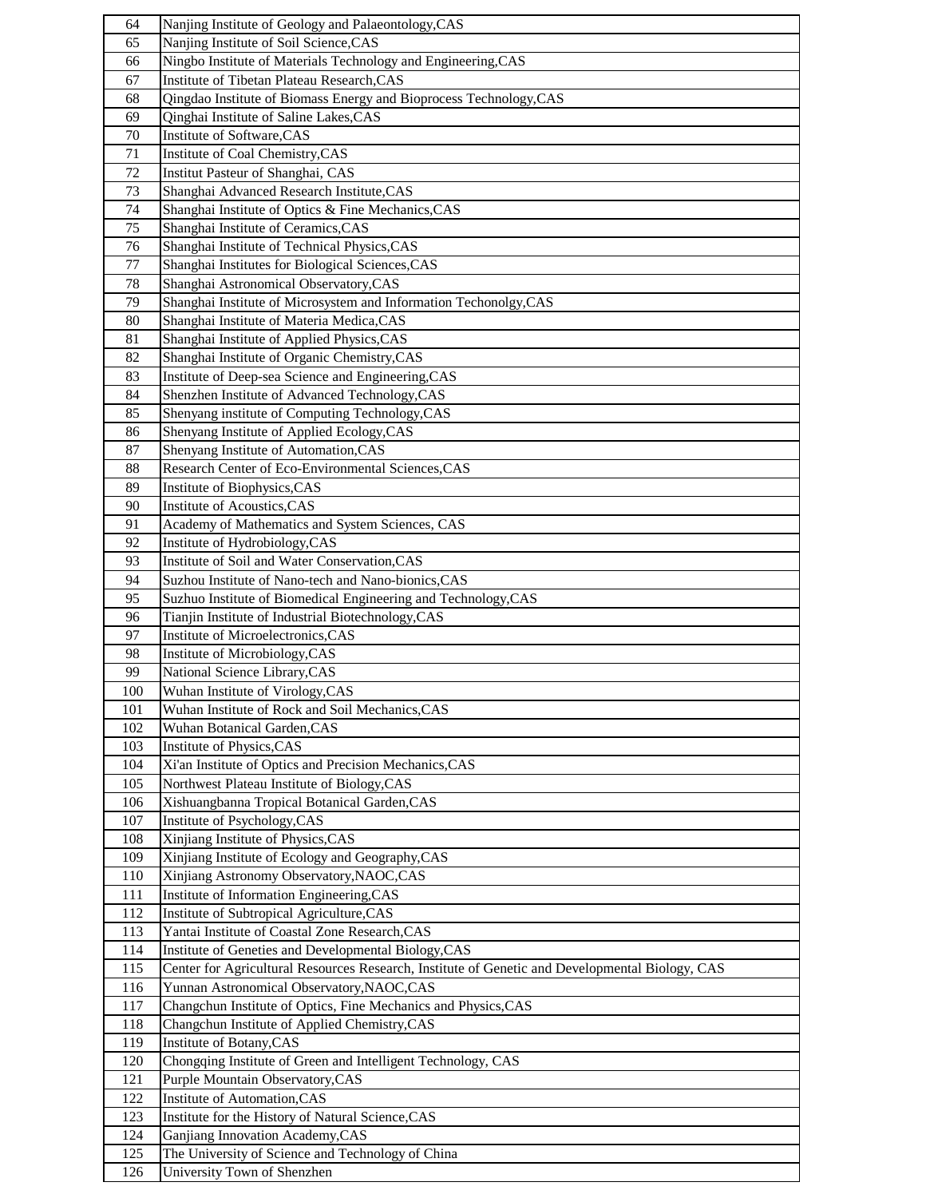| | |
|---|---|
| 64 | Nanjing Institute of Geology and Palaeontology,CAS |
| 65 | Nanjing Institute of Soil Science,CAS |
| 66 | Ningbo Institute of Materials Technology and Engineering,CAS |
| 67 | Institute of Tibetan Plateau Research,CAS |
| 68 | Qingdao Institute of Biomass Energy and Bioprocess Technology,CAS |
| 69 | Qinghai Institute of Saline Lakes,CAS |
| 70 | Institute of Software,CAS |
| 71 | Institute of Coal Chemistry,CAS |
| 72 | Institut Pasteur of Shanghai, CAS |
| 73 | Shanghai Advanced Research Institute,CAS |
| 74 | Shanghai Institute of Optics & Fine Mechanics,CAS |
| 75 | Shanghai Institute of Ceramics,CAS |
| 76 | Shanghai Institute of Technical Physics,CAS |
| 77 | Shanghai Institutes for Biological Sciences,CAS |
| 78 | Shanghai Astronomical Observatory,CAS |
| 79 | Shanghai Institute of Microsystem and Information Techonolgy,CAS |
| 80 | Shanghai Institute of Materia Medica,CAS |
| 81 | Shanghai Institute of Applied Physics,CAS |
| 82 | Shanghai Institute of Organic Chemistry,CAS |
| 83 | Institute of Deep-sea Science and Engineering,CAS |
| 84 | Shenzhen Institute of Advanced Technology,CAS |
| 85 | Shenyang institute of Computing Technology,CAS |
| 86 | Shenyang Institute of Applied Ecology,CAS |
| 87 | Shenyang Institute of Automation,CAS |
| 88 | Research Center of Eco-Environmental Sciences,CAS |
| 89 | Institute of Biophysics,CAS |
| 90 | Institute of Acoustics,CAS |
| 91 | Academy of Mathematics and System Sciences, CAS |
| 92 | Institute of Hydrobiology,CAS |
| 93 | Institute of Soil and Water Conservation,CAS |
| 94 | Suzhou Institute of Nano-tech and Nano-bionics,CAS |
| 95 | Suzhuo Institute of Biomedical Engineering and Technology,CAS |
| 96 | Tianjin Institute of Industrial Biotechnology,CAS |
| 97 | Institute of Microelectronics,CAS |
| 98 | Institute of Microbiology,CAS |
| 99 | National Science Library,CAS |
| 100 | Wuhan Institute of Virology,CAS |
| 101 | Wuhan Institute of Rock and Soil Mechanics,CAS |
| 102 | Wuhan Botanical Garden,CAS |
| 103 | Institute of Physics,CAS |
| 104 | Xi'an Institute of Optics and Precision Mechanics,CAS |
| 105 | Northwest Plateau Institute of Biology,CAS |
| 106 | Xishuangbanna Tropical Botanical Garden,CAS |
| 107 | Institute of Psychology,CAS |
| 108 | Xinjiang Institute of Physics,CAS |
| 109 | Xinjiang Institute of Ecology and Geography,CAS |
| 110 | Xinjiang Astronomy Observatory,NAOC,CAS |
| 111 | Institute of Information Engineering,CAS |
| 112 | Institute of Subtropical Agriculture,CAS |
| 113 | Yantai Institute of Coastal Zone Research,CAS |
| 114 | Institute of Geneties and Developmental Biology,CAS |
| 115 | Center for Agricultural Resources Research, Institute of Genetic and Developmental Biology, CAS |
| 116 | Yunnan Astronomical Observatory,NAOC,CAS |
| 117 | Changchun Institute of Optics, Fine Mechanics and Physics,CAS |
| 118 | Changchun Institute of Applied Chemistry,CAS |
| 119 | Institute of Botany,CAS |
| 120 | Chongqing Institute of Green and Intelligent Technology, CAS |
| 121 | Purple Mountain Observatory,CAS |
| 122 | Institute of Automation,CAS |
| 123 | Institute for the History of Natural Science,CAS |
| 124 | Ganjiang Innovation Academy,CAS |
| 125 | The University of Science and Technology of China |
| 126 | University Town of Shenzhen |